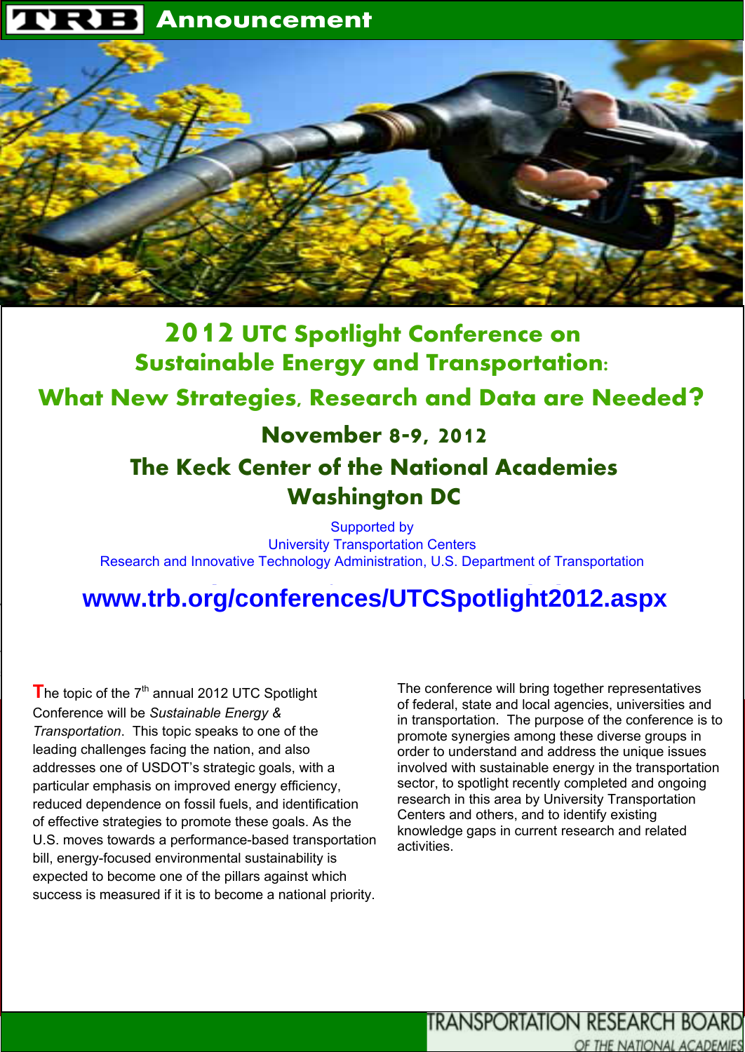**TRB** Announcement

# 2012 UTC Spotlight Conference on Sustainable Energy and Transportation:

## What New Strategies, Research and Data are Needed?

### November 8-9, 2012

### The Keck Center of the National Academies
### Washington DC

Supported by
University Transportation Centers
Research and Innovative Technology Administration, U.S. Department of Transportation

**www.trb.org/conferences/UTCSpotlight2012.aspx**

The topic of the 7th annual 2012 UTC Spotlight Conference will be *Sustainable Energy & Transportation*. This topic speaks to one of the leading challenges facing the nation, and also addresses one of USDOT's strategic goals, with a particular emphasis on improved energy efficiency, reduced dependence on fossil fuels, and identification of effective strategies to promote these goals. As the U.S. moves towards a performance-based transportation bill, energy-focused environmental sustainability is expected to become one of the pillars against which success is measured if it is to become a national priority.

The conference will bring together representatives of federal, state and local agencies, universities and in transportation. The purpose of the conference is to promote synergies among these diverse groups in order to understand and address the unique issues involved with sustainable energy in the transportation sector, to spotlight recently completed and ongoing research in this area by University Transportation Centers and others, and to identify existing knowledge gaps in current research and related activities.

TRANSPORTATION RESEARCH BOARD
OF THE NATIONAL ACADEMIES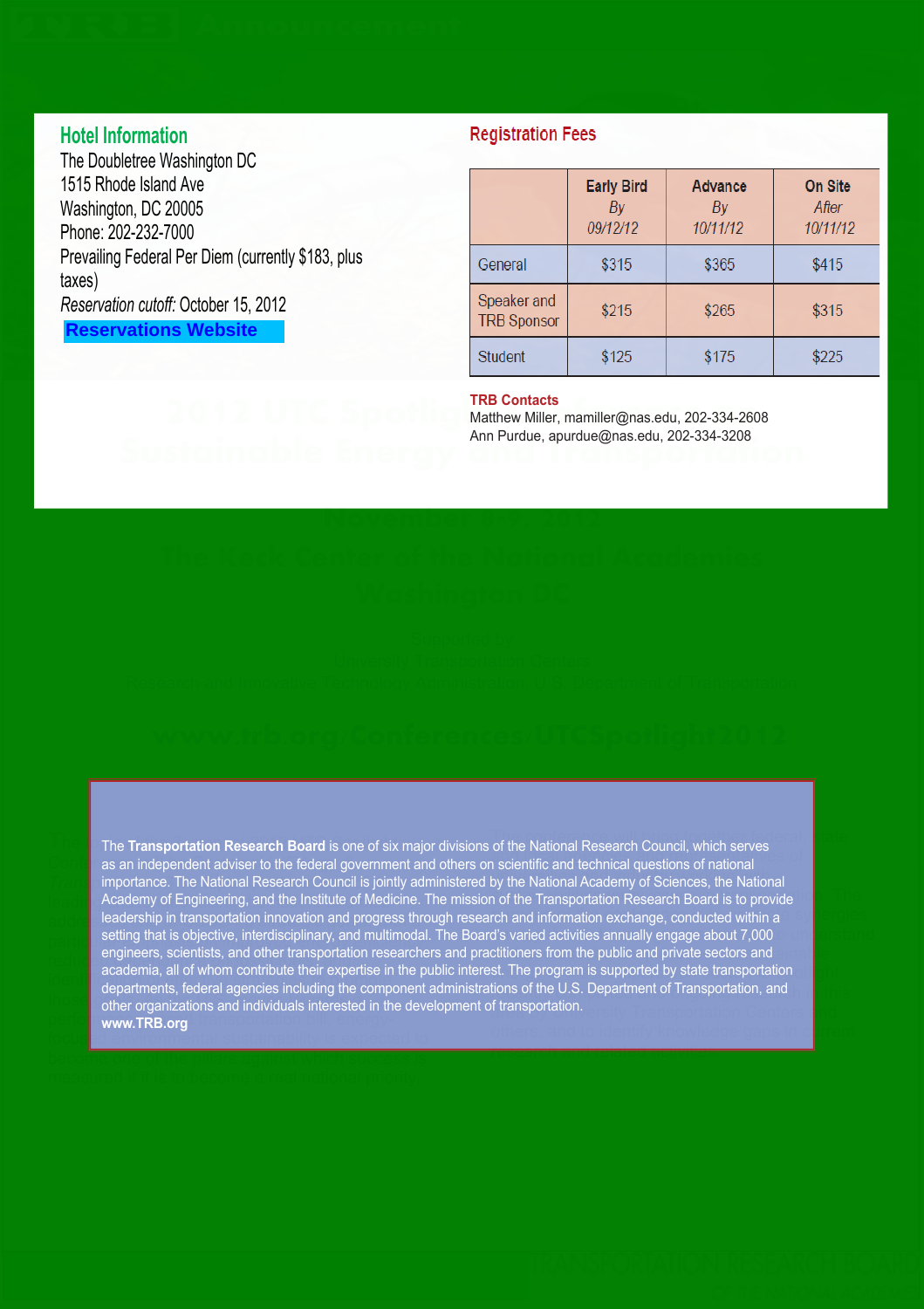## Hotel Information

The Doubletree Washington DC
1515 Rhode Island Ave
Washington, DC 20005
Phone: 202-232-7000
Prevailing Federal Per Diem (currently $183, plus taxes)
*Reservation cutoff:* October 15, 2012

**Reservations Website**

## Registration Fees

| | Early Bird *By 09/12/12* | Advance *By 10/11/12* | On Site *After 10/11/12* |
|---|---|---|---|
| General | $315 | $365 | $415 |
| Speaker and TRB Sponsor | $215 | $265 | $315 |
| Student | $125 | $175 | $225 |

**TRB Contacts**

Matthew Miller, mamiller@nas.edu, 202-334-2608
Ann Purdue, apurdue@nas.edu, 202-334-3208

The **Transportation Research Board** is one of six major divisions of the National Research Council, which serves as an independent adviser to the federal government and others on scientific and technical questions of national importance. The National Research Council is jointly administered by the National Academy of Sciences, the National Academy of Engineering, and the Institute of Medicine. The mission of the Transportation Research Board is to provide leadership in transportation innovation and progress through research and information exchange, conducted within a setting that is objective, interdisciplinary, and multimodal. The Board's varied activities annually engage about 7,000 engineers, scientists, and other transportation researchers and practitioners from the public and private sectors and academia, all of whom contribute their expertise in the public interest. The program is supported by state transportation departments, federal agencies including the component administrations of the U.S. Department of Transportation, and other organizations and individuals interested in the development of transportation.
**www.TRB.org**